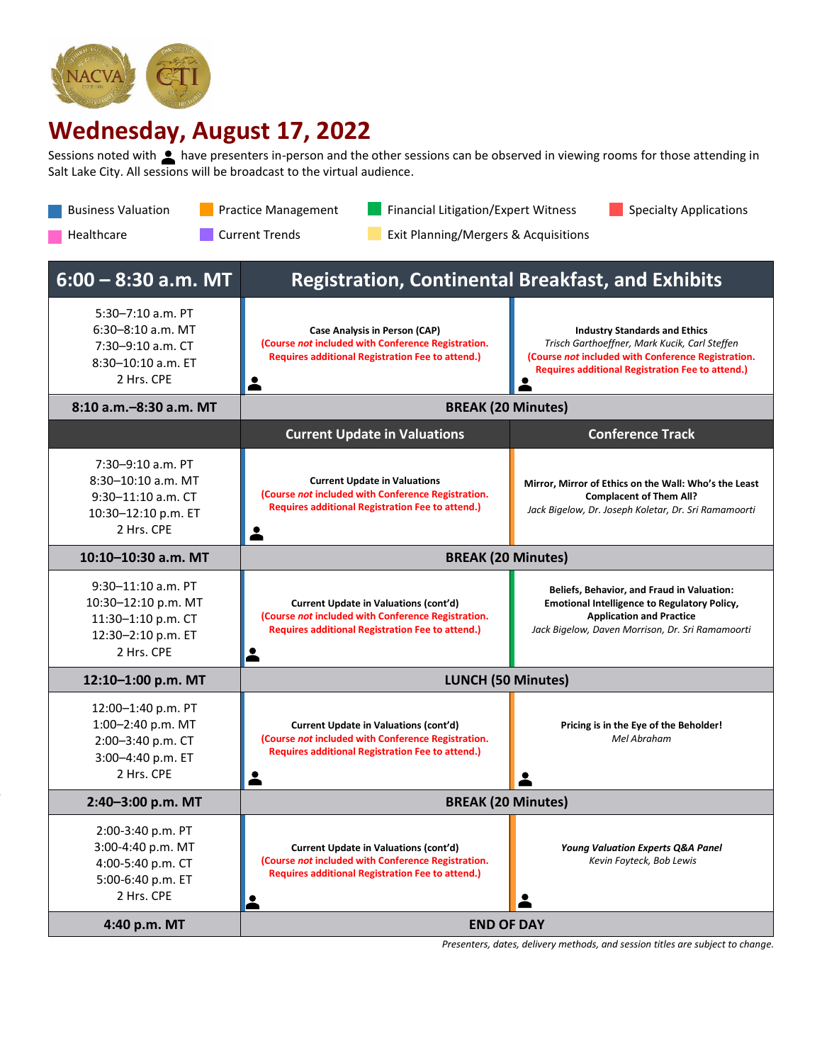# Wednesday, August 17, 2022

Sessions noted with 👤 have presenters in-person and the other sessions can be observed in viewing rooms for those attending in Salt Lake City. All sessions will be broadcast to the virtual audience.

Business Valuation | Practice Management | Financial Litigation/Expert Witness | Specialty Applications | Healthcare | Current Trends | Exit Planning/Mergers & Acquisitions

| 6:00 – 8:30 a.m. MT | Registration, Continental Breakfast, and Exhibits | |
|---|---|---|
| 5:30–7:10 a.m. PT<br>6:30–8:10 a.m. MT<br>7:30–9:10 a.m. CT<br>8:30–10:10 a.m. ET<br>2 Hrs. CPE | **Case Analysis in Person (CAP)**<br>(Course *not* included with Conference Registration. Requires additional Registration Fee to attend.)<br>👤 | **Industry Standards and Ethics**<br>*Trisch Garthoeffner, Mark Kucik, Carl Steffen*<br>(Course *not* included with Conference Registration. Requires additional Registration Fee to attend.)<br>👤 |
| **8:10 a.m.–8:30 a.m. MT** | **BREAK (20 Minutes)** | |
| | **Current Update in Valuations** | **Conference Track** |
| 7:30–9:10 a.m. PT<br>8:30–10:10 a.m. MT<br>9:30–11:10 a.m. CT<br>10:30–12:10 p.m. ET<br>2 Hrs. CPE | **Current Update in Valuations**<br>(Course *not* included with Conference Registration. Requires additional Registration Fee to attend.)<br>👤 | **Mirror, Mirror of Ethics on the Wall: Who's the Least Complacent of Them All?**<br>*Jack Bigelow, Dr. Joseph Koletar, Dr. Sri Ramamoorti* |
| **10:10–10:30 a.m. MT** | **BREAK (20 Minutes)** | |
| 9:30–11:10 a.m. PT<br>10:30–12:10 p.m. MT<br>11:30–1:10 p.m. CT<br>12:30–2:10 p.m. ET<br>2 Hrs. CPE | **Current Update in Valuations (cont'd)**<br>(Course *not* included with Conference Registration. Requires additional Registration Fee to attend.)<br>👤 | **Beliefs, Behavior, and Fraud in Valuation: Emotional Intelligence to Regulatory Policy, Application and Practice**<br>*Jack Bigelow, Daven Morrison, Dr. Sri Ramamoorti* |
| **12:10–1:00 p.m. MT** | **LUNCH (50 Minutes)** | |
| 12:00–1:40 p.m. PT<br>1:00–2:40 p.m. MT<br>2:00–3:40 p.m. CT<br>3:00–4:40 p.m. ET<br>2 Hrs. CPE | **Current Update in Valuations (cont'd)**<br>(Course *not* included with Conference Registration. Requires additional Registration Fee to attend.)<br>👤 | **Pricing is in the Eye of the Beholder!**<br>*Mel Abraham*<br>👤 |
| **2:40–3:00 p.m. MT** | **BREAK (20 Minutes)** | |
| 2:00-3:40 p.m. PT<br>3:00-4:40 p.m. MT<br>4:00-5:40 p.m. CT<br>5:00-6:40 p.m. ET<br>2 Hrs. CPE | **Current Update in Valuations (cont'd)**<br>(Course *not* included with Conference Registration. Requires additional Registration Fee to attend.)<br>👤 | ***Young Valuation Experts Q&A Panel***<br>*Kevin Foyteck, Bob Lewis*<br>👤 |
| **4:40 p.m. MT** | **END OF DAY** | |

*Presenters, dates, delivery methods, and session titles are subject to change.*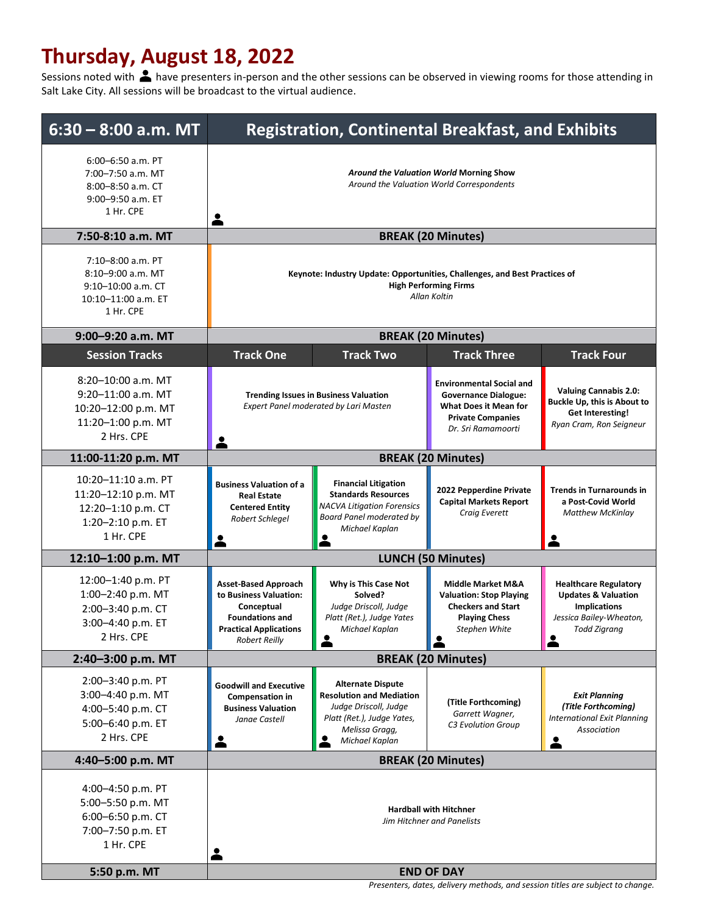# Thursday, August 18, 2022

Sessions noted with 👤 have presenters in-person and the other sessions can be observed in viewing rooms for those attending in Salt Lake City. All sessions will be broadcast to the virtual audience.

| 6:30 – 8:00 a.m. MT | Registration, Continental Breakfast, and Exhibits | | | |
|---|---|---|---|---|
| 6:00–6:50 a.m. PT<br>7:00–7:50 a.m. MT<br>8:00–8:50 a.m. CT<br>9:00–9:50 a.m. ET<br>1 Hr. CPE | ***Around the Valuation World* Morning Show**<br>*Around the Valuation World Correspondents* 👤 | | | |
| **7:50-8:10 a.m. MT** | **BREAK (20 Minutes)** | | | |
| 7:10–8:00 a.m. PT<br>8:10–9:00 a.m. MT<br>9:10–10:00 a.m. CT<br>10:10–11:00 a.m. ET<br>1 Hr. CPE | **Keynote: Industry Update: Opportunities, Challenges, and Best Practices of High Performing Firms**<br>*Allan Koltin* | | | |
| **9:00–9:20 a.m. MT** | **BREAK (20 Minutes)** | | | |
| **Session Tracks** | **Track One** | **Track Two** | **Track Three** | **Track Four** |
| 8:20–10:00 a.m. MT<br>9:20–11:00 a.m. MT<br>10:20–12:00 p.m. MT<br>11:20–1:00 p.m. MT<br>2 Hrs. CPE | **Trending Issues in Business Valuation**<br>*Expert Panel moderated by Lari Masten* 👤 | | **Environmental Social and Governance Dialogue: What Does it Mean for Private Companies**<br>*Dr. Sri Ramamoorti* | **Valuing Cannabis 2.0: Buckle Up, this is About to Get Interesting!**<br>*Ryan Cram, Ron Seigneur* |
| **11:00-11:20 p.m. MT** | **BREAK (20 Minutes)** | | | |
| 10:20–11:10 a.m. PT<br>11:20–12:10 p.m. MT<br>12:20–1:10 p.m. CT<br>1:20–2:10 p.m. ET<br>1 Hr. CPE | **Business Valuation of a Real Estate Centered Entity**<br>*Robert Schlegel* 👤 | **Financial Litigation Standards Resources**<br>*NACVA Litigation Forensics Board Panel moderated by Michael Kaplan* 👤 | **2022 Pepperdine Private Capital Markets Report**<br>*Craig Everett* | **Trends in Turnarounds in a Post-Covid World**<br>*Matthew McKinlay* 👤 |
| **12:10–1:00 p.m. MT** | **LUNCH (50 Minutes)** | | | |
| 12:00–1:40 p.m. PT<br>1:00–2:40 p.m. MT<br>2:00–3:40 p.m. CT<br>3:00–4:40 p.m. ET<br>2 Hrs. CPE | **Asset-Based Approach to Business Valuation: Conceptual Foundations and Practical Applications**<br>*Robert Reilly* | **Why is This Case Not Solved?**<br>*Judge Driscoll, Judge Platt (Ret.), Judge Yates Michael Kaplan* 👤 | **Middle Market M&A Valuation: Stop Playing Checkers and Start Playing Chess**<br>*Stephen White* 👤 | **Healthcare Regulatory Updates & Valuation Implications**<br>*Jessica Bailey-Wheaton, Todd Zigrang* 👤 |
| **2:40–3:00 p.m. MT** | **BREAK (20 Minutes)** | | | |
| 2:00–3:40 p.m. PT<br>3:00–4:40 p.m. MT<br>4:00–5:40 p.m. CT<br>5:00–6:40 p.m. ET<br>2 Hrs. CPE | **Goodwill and Executive Compensation in Business Valuation**<br>*Janae Castell* 👤 | **Alternate Dispute Resolution and Mediation**<br>*Judge Driscoll, Judge Platt (Ret.), Judge Yates, Melissa Gragg, Michael Kaplan* 👤 | **(Title Forthcoming)**<br>*Garrett Wagner, C3 Evolution Group* | ***Exit Planning (Title Forthcoming)***<br>*International Exit Planning Association* 👤 |
| **4:40–5:00 p.m. MT** | **BREAK (20 Minutes)** | | | |
| 4:00–4:50 p.m. PT<br>5:00–5:50 p.m. MT<br>6:00–6:50 p.m. CT<br>7:00–7:50 p.m. ET<br>1 Hr. CPE | **Hardball with Hitchner**<br>*Jim Hitchner and Panelists* 👤 | | | |
| **5:50 p.m. MT** | **END OF DAY** | | | |

*Presenters, dates, delivery methods, and session titles are subject to change.*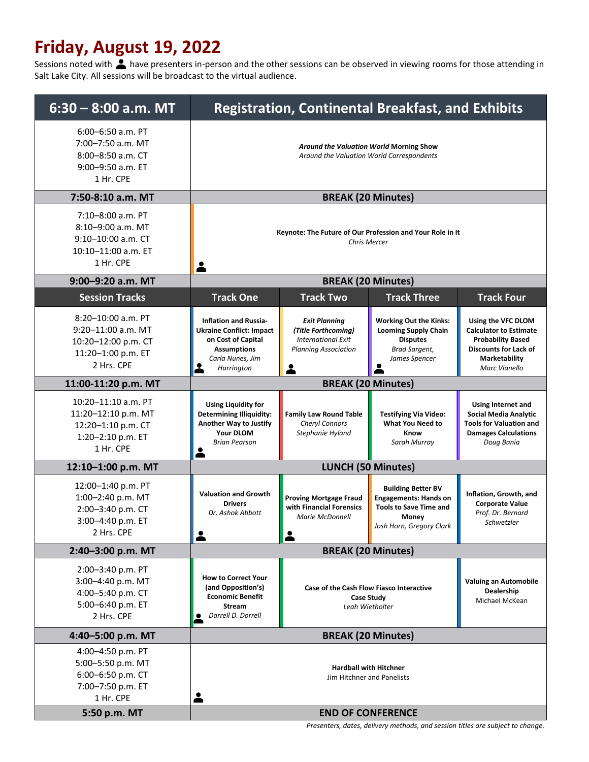# Friday, August 19, 2022

Sessions noted with 👤 have presenters in-person and the other sessions can be observed in viewing rooms for those attending in Salt Lake City. All sessions will be broadcast to the virtual audience.

| 6:30 – 8:00 a.m. MT | Registration, Continental Breakfast, and Exhibits | | | |
|---|---|---|---|---|
| 6:00–6:50 a.m. PT<br>7:00–7:50 a.m. MT<br>8:00–8:50 a.m. CT<br>9:00–9:50 a.m. ET<br>1 Hr. CPE | ***Around the Valuation World* Morning Show**<br>*Around the Valuation World Correspondents* | | | |
| **7:50-8:10 a.m. MT** | **BREAK (20 Minutes)** | | | |
| 7:10–8:00 a.m. PT<br>8:10–9:00 a.m. MT<br>9:10–10:00 a.m. CT<br>10:10–11:00 a.m. ET<br>1 Hr. CPE | **Keynote: The Future of Our Profession and Your Role in It**<br>*Chris Mercer*<br>👤 | | | |
| **9:00–9:20 a.m. MT** | **BREAK (20 Minutes)** | | | |
| **Session Tracks** | **Track One** | **Track Two** | **Track Three** | **Track Four** |
| 8:20–10:00 a.m. PT<br>9:20–11:00 a.m. MT<br>10:20–12:00 p.m. CT<br>11:20–1:00 p.m. ET<br>2 Hrs. CPE | **Inflation and Russia-Ukraine Conflict: Impact on Cost of Capital Assumptions**<br>*Carla Nunes, Jim Harrington*<br>👤 | ***Exit Planning (Title Forthcoming)***<br>*International Exit Planning Association*<br>👤 | **Working Out the Kinks: Looming Supply Chain Disputes**<br>*Brad Sargent, James Spencer*<br>👤 | **Using the VFC DLOM Calculator to Estimate Probability Based Discounts for Lack of Marketability**<br>*Marc Vianello* |
| **11:00-11:20 p.m. MT** | **BREAK (20 Minutes)** | | | |
| 10:20–11:10 a.m. PT<br>11:20–12:10 p.m. MT<br>12:20–1:10 p.m. CT<br>1:20–2:10 p.m. ET<br>1 Hr. CPE | **Using Liquidity for Determining Illiquidity: Another Way to Justify Your DLOM**<br>*Brian Pearson*<br>👤 | **Family Law Round Table**<br>*Cheryl Connors*<br>*Stephanie Hyland* | **Testifying Via Video: What You Need to Know**<br>*Sarah Murray* | **Using Internet and Social Media Analytic Tools for Valuation and Damages Calculations**<br>*Doug Bania* |
| **12:10–1:00 p.m. MT** | **LUNCH (50 Minutes)** | | | |
| 12:00–1:40 p.m. PT<br>1:00–2:40 p.m. MT<br>2:00–3:40 p.m. CT<br>3:00–4:40 p.m. ET<br>2 Hrs. CPE | **Valuation and Growth Drivers**<br>*Dr. Ashok Abbott*<br>👤 | **Proving Mortgage Fraud with Financial Forensics**<br>*Marie McDonnell*<br>👤 | **Building Better BV Engagements: Hands on Tools to Save Time and Money**<br>*Josh Horn, Gregory Clark* | **Inflation, Growth, and Corporate Value**<br>*Prof. Dr. Bernard Schwetzler* |
| **2:40–3:00 p.m. MT** | **BREAK (20 Minutes)** | | | |
| 2:00–3:40 p.m. PT<br>3:00–4:40 p.m. MT<br>4:00–5:40 p.m. CT<br>5:00–6:40 p.m. ET<br>2 Hrs. CPE | **How to Correct Your (and Opposition's) Economic Benefit Stream**<br>👤 *Darrell D. Dorrell* | **Case of the Cash Flow Fiasco Interactive Case Study**<br>*Leah Wietholter* | | **Valuing an Automobile Dealership**<br>Michael McKean |
| **4:40–5:00 p.m. MT** | **BREAK (20 Minutes)** | | | |
| 4:00–4:50 p.m. PT<br>5:00–5:50 p.m. MT<br>6:00–6:50 p.m. CT<br>7:00–7:50 p.m. ET<br>1 Hr. CPE | **Hardball with Hitchner**<br>Jim Hitchner and Panelists<br>👤 | | | |
| **5:50 p.m. MT** | **END OF CONFERENCE** | | | |

*Presenters, dates, delivery methods, and session titles are subject to change.*